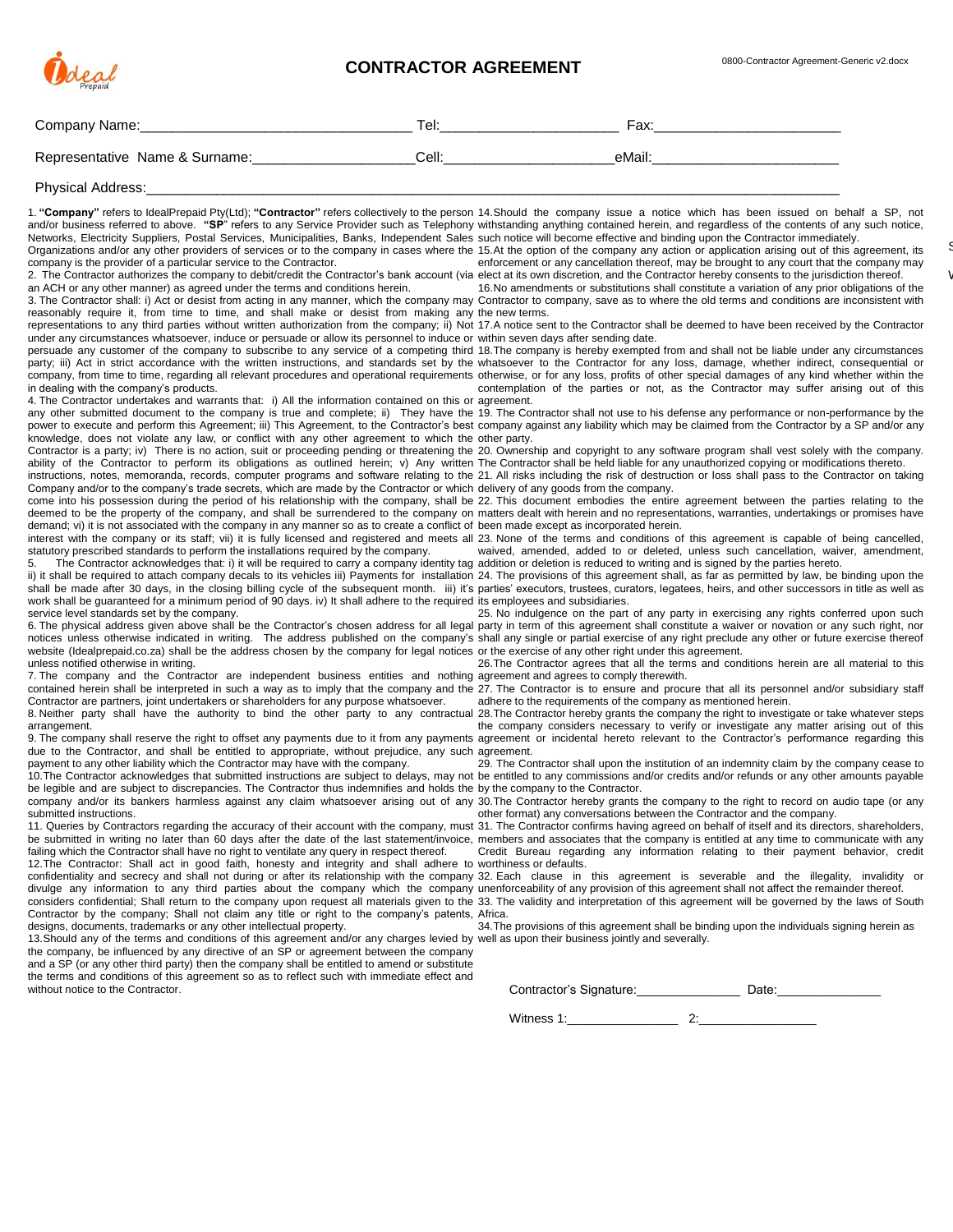# CONTRACTOR AGREEMENT

0800-Contractor Agreement-Generic v2.docx

Company Name:_________________________________ Tel:______________________ Fax:_______________________

Representative Name & Surname:____________________Cell:_____________________eMail:_______________________

Physical Address:_______________________________________________________________________________________

1. **"Company"** refers to IdealPrepaid Pty(Ltd); **"Contractor"** refers collectively to the person and/or business referred to above. **"SP"** refers to any Service Provider such as Telephony Networks, Electricity Suppliers, Postal Services, Municipalities, Banks, Independent Sales Organizations and/or any other providers of services or to the company in cases where the company is the provider of a particular service to the Contractor.

2. The Contractor authorizes the company to debit/credit the Contractor's bank account (via an ACH or any other manner) as agreed under the terms and conditions herein.

3. The Contractor shall: i) Act or desist from acting in any manner, which the company may reasonably require it, from time to time, and shall make or desist from making any representations to any third parties without written authorization from the company; ii) Not under any circumstances whatsoever, induce or persuade or allow its personnel to induce or persuade any customer of the company to subscribe to any service of a competing third party; iii) Act in strict accordance with the written instructions, and standards set by the company, from time to time, regarding all relevant procedures and operational requirements in dealing with the company's products.

4. The Contractor undertakes and warrants that: i) All the information contained on this or any other submitted document to the company is true and complete; ii) They have the power to execute and perform this Agreement; iii) This Agreement, to the Contractor's best knowledge, does not violate any law, or conflict with any other agreement to which the Contractor is a party; iv) There is no action, suit or proceeding pending or threatening the ability of the Contractor to perform its obligations as outlined herein; v) Any written instructions, notes, memoranda, records, computer programs and software relating to the Company and/or to the company's trade secrets, which are made by the Contractor or which come into his possession during the period of his relationship with the company, shall be deemed to be the property of the company, and shall be surrendered to the company on demand; vi) it is not associated with the company in any manner so as to create a conflict of interest with the company or its staff; vii) it is fully licensed and registered and meets all statutory prescribed standards to perform the installations required by the company.

5. The Contractor acknowledges that: i) it will be required to carry a company identity tag ii) it shall be required to attach company decals to its vehicles iii) Payments for installation shall be made after 30 days, in the closing billing cycle of the subsequent month. iii) it's work shall be guaranteed for a minimum period of 90 days. iv) It shall adhere to the required service level standards set by the company.

6. The physical address given above shall be the Contractor's chosen address for all legal notices unless otherwise indicated in writing. The address published on the company's website (Idealprepaid.co.za) shall be the address chosen by the company for legal notices unless notified otherwise in writing.

7. The company and the Contractor are independent business entities and nothing contained herein shall be interpreted in such a way as to imply that the company and the Contractor are partners, joint undertakers or shareholders for any purpose whatsoever.

8. Neither party shall have the authority to bind the other party to any contractual arrangement.

9. The company shall reserve the right to offset any payments due to it from any payments due to the Contractor, and shall be entitled to appropriate, without prejudice, any such payment to any other liability which the Contractor may have with the company.

10. The Contractor acknowledges that submitted instructions are subject to delays, may not be legible and are subject to discrepancies. The Contractor thus indemnifies and holds the company and/or its bankers harmless against any claim whatsoever arising out of any submitted instructions.

11. Queries by Contractors regarding the accuracy of their account with the company, must be submitted in writing no later than 60 days after the date of the last statement/invoice, failing which the Contractor shall have no right to ventilate any query in respect thereof.

12. The Contractor: Shall act in good faith, honesty and integrity and shall adhere to confidentiality and secrecy and shall not during or after its relationship with the company divulge any information to any third parties about the company which the company considers confidential; Shall return to the company upon request all materials given to the Contractor by the company; Shall not claim any title or right to the company's patents, designs, documents, trademarks or any other intellectual property.

13. Should any of the terms and conditions of this agreement and/or any charges levied by the company, be influenced by any directive of an SP or agreement between the company and a SP (or any other third party) then the company shall be entitled to amend or substitute the terms and conditions of this agreement so as to reflect such with immediate effect and without notice to the Contractor.

14. Should the company issue a notice which has been issued on behalf a SP, not withstanding anything contained herein, and regardless of the contents of any such notice, such notice will become effective and binding upon the Contractor immediately.

15. At the option of the company any action or application arising out of this agreement, its enforcement or any cancellation thereof, may be brought to any court that the company may elect at its own discretion, and the Contractor hereby consents to the jurisdiction thereof.

16. No amendments or substitutions shall constitute a variation of any prior obligations of the Contractor to company, save as to where the old terms and conditions are inconsistent with the new terms.

17. A notice sent to the Contractor shall be deemed to have been received by the Contractor within seven days after sending date.

18. The company is hereby exempted from and shall not be liable under any circumstances whatsoever to the Contractor for any loss, damage, whether indirect, consequential or otherwise, or for any loss, profits of other special damages of any kind whether within the contemplation of the parties or not, as the Contractor may suffer arising out of this agreement.

19. The Contractor shall not use to his defense any performance or non-performance by the company against any liability which may be claimed from the Contractor by a SP and/or any other party.

20. Ownership and copyright to any software program shall vest solely with the company. The Contractor shall be held liable for any unauthorized copying or modifications thereto.

21. All risks including the risk of destruction or loss shall pass to the Contractor on taking delivery of any goods from the company.

22. This document embodies the entire agreement between the parties relating to the matters dealt with herein and no representations, warranties, undertakings or promises have been made except as incorporated herein.

23. None of the terms and conditions of this agreement is capable of being cancelled, waived, amended, added to or deleted, unless such cancellation, waiver, amendment, addition or deletion is reduced to writing and is signed by the parties hereto.

24. The provisions of this agreement shall, as far as permitted by law, be binding upon the parties' executors, trustees, curators, legatees, heirs, and other successors in title as well as its employees and subsidiaries.

25. No indulgence on the part of any party in exercising any rights conferred upon such party in term of this agreement shall constitute a waiver or novation or any such right, nor shall any single or partial exercise of any right preclude any other or future exercise thereof or the exercise of any other right under this agreement.

26. The Contractor agrees that all the terms and conditions herein are all material to this agreement and agrees to comply therewith.

27. The Contractor is to ensure and procure that all its personnel and/or subsidiary staff adhere to the requirements of the company as mentioned herein.

28. The Contractor hereby grants the company the right to investigate or take whatever steps the company considers necessary to verify or investigate any matter arising out of this agreement or incidental hereto relevant to the Contractor's performance regarding this agreement.

29. The Contractor shall upon the institution of an indemnity claim by the company cease to be entitled to any commissions and/or credits and/or refunds or any other amounts payable by the company to the Contractor.

30. The Contractor hereby grants the company to the right to record on audio tape (or any other format) any conversations between the Contractor and the company.

31. The Contractor confirms having agreed on behalf of itself and its directors, shareholders, members and associates that the company is entitled at any time to communicate with any Credit Bureau regarding any information relating to their payment behavior, credit worthiness or defaults.

32. Each clause in this agreement is severable and the illegality, invalidity or unenforceability of any provision of this agreement shall not affect the remainder thereof.

33. The validity and interpretation of this agreement will be governed by the laws of South Africa.

34. The provisions of this agreement shall be binding upon the individuals signing herein as well as upon their business jointly and severally.

Contractor's Signature:_______________ Date:_______________

Witness 1:________________ 2:_________________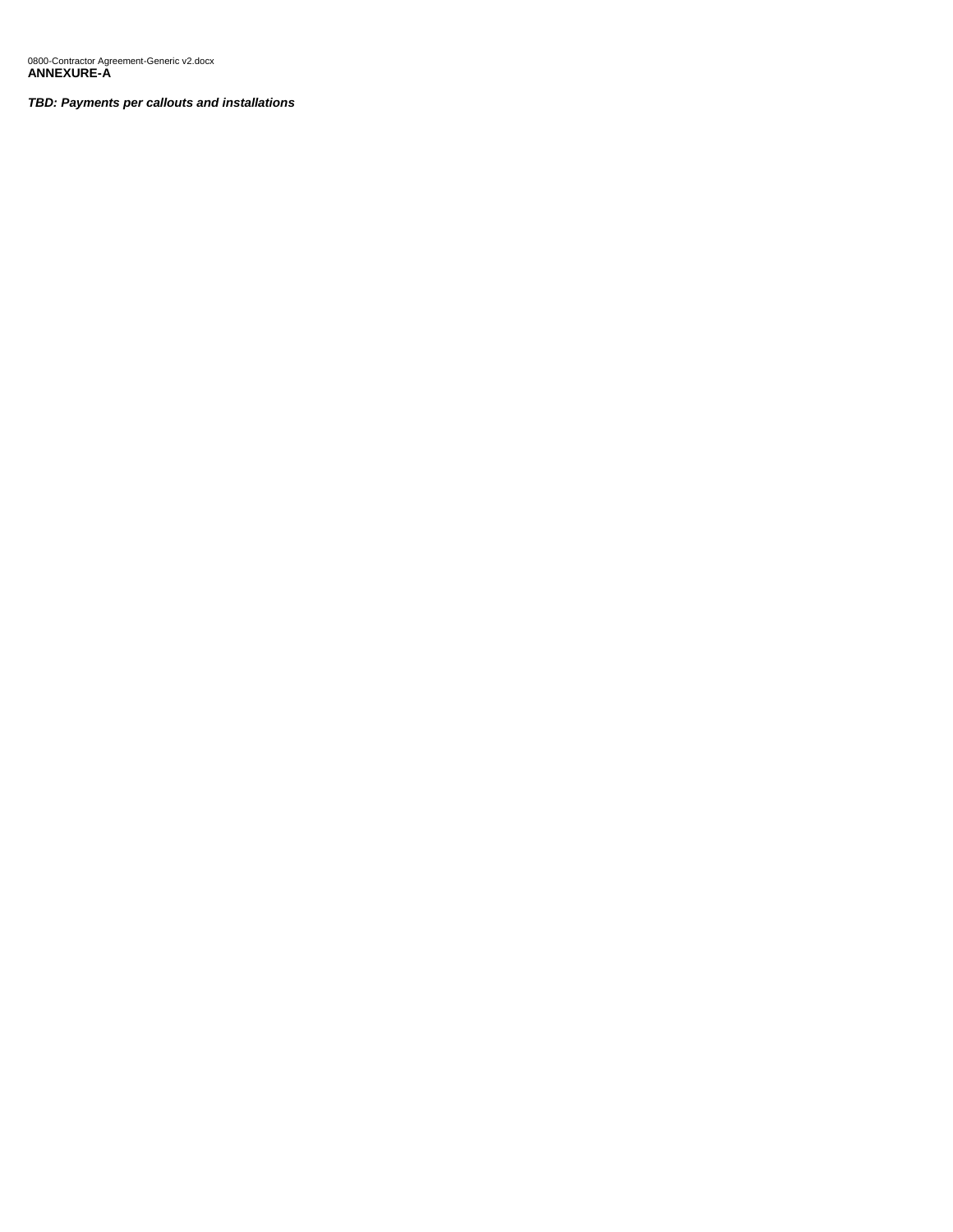## ANNEXURE-A

***TBD: Payments per callouts and installations***